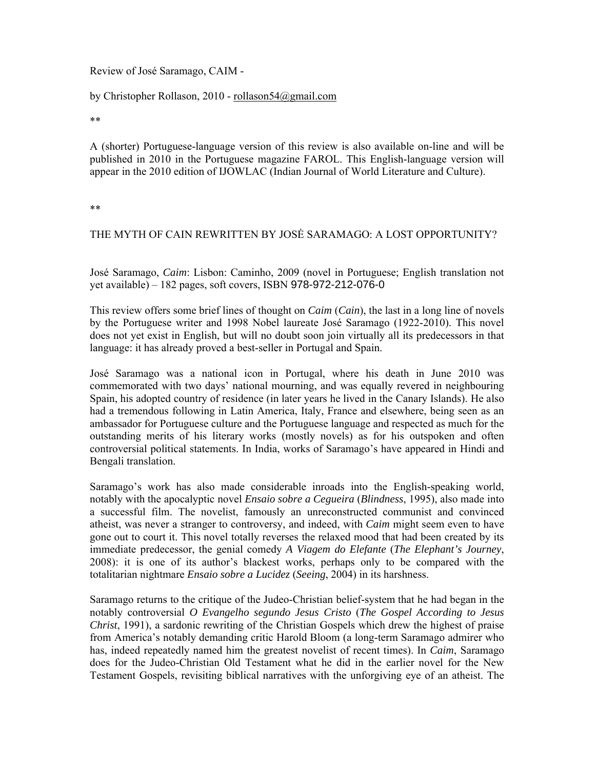Review of José Saramago, CAIM -

by Christopher Rollason, 2010 - rollason54@gmail.com

**

A (shorter) Portuguese-language version of this review is also available on-line and will be published in 2010 in the Portuguese magazine FAROL. This English-language version will appear in the 2010 edition of IJOWLAC (Indian Journal of World Literature and Culture).

**

## THE MYTH OF CAIN REWRITTEN BY JOSÈ SARAMAGO: A LOST OPPORTUNITY?

José Saramago, *Caim*: Lisbon: Caminho, 2009 (novel in Portuguese; English translation not yet available) – 182 pages, soft covers, ISBN 978-972-212-076-0

This review offers some brief lines of thought on *Caim* (*Cain*), the last in a long line of novels by the Portuguese writer and 1998 Nobel laureate José Saramago (1922-2010). This novel does not yet exist in English, but will no doubt soon join virtually all its predecessors in that language: it has already proved a best-seller in Portugal and Spain.

José Saramago was a national icon in Portugal, where his death in June 2010 was commemorated with two days' national mourning, and was equally revered in neighbouring Spain, his adopted country of residence (in later years he lived in the Canary Islands). He also had a tremendous following in Latin America, Italy, France and elsewhere, being seen as an ambassador for Portuguese culture and the Portuguese language and respected as much for the outstanding merits of his literary works (mostly novels) as for his outspoken and often controversial political statements. In India, works of Saramago's have appeared in Hindi and Bengali translation.

Saramago's work has also made considerable inroads into the English-speaking world, notably with the apocalyptic novel *Ensaio sobre a Cegueira* (*Blindness*, 1995), also made into a successful film. The novelist, famously an unreconstructed communist and convinced atheist, was never a stranger to controversy, and indeed, with *Caim* might seem even to have gone out to court it. This novel totally reverses the relaxed mood that had been created by its immediate predecessor, the genial comedy *A Viagem do Elefante* (*The Elephant's Journey*, 2008): it is one of its author's blackest works, perhaps only to be compared with the totalitarian nightmare *Ensaio sobre a Lucidez* (*Seeing*, 2004) in its harshness.

Saramago returns to the critique of the Judeo-Christian belief-system that he had began in the notably controversial *O Evangelho segundo Jesus Cristo* (*The Gospel According to Jesus Christ*, 1991), a sardonic rewriting of the Christian Gospels which drew the highest of praise from America's notably demanding critic Harold Bloom (a long-term Saramago admirer who has, indeed repeatedly named him the greatest novelist of recent times). In *Caim*, Saramago does for the Judeo-Christian Old Testament what he did in the earlier novel for the New Testament Gospels, revisiting biblical narratives with the unforgiving eye of an atheist. The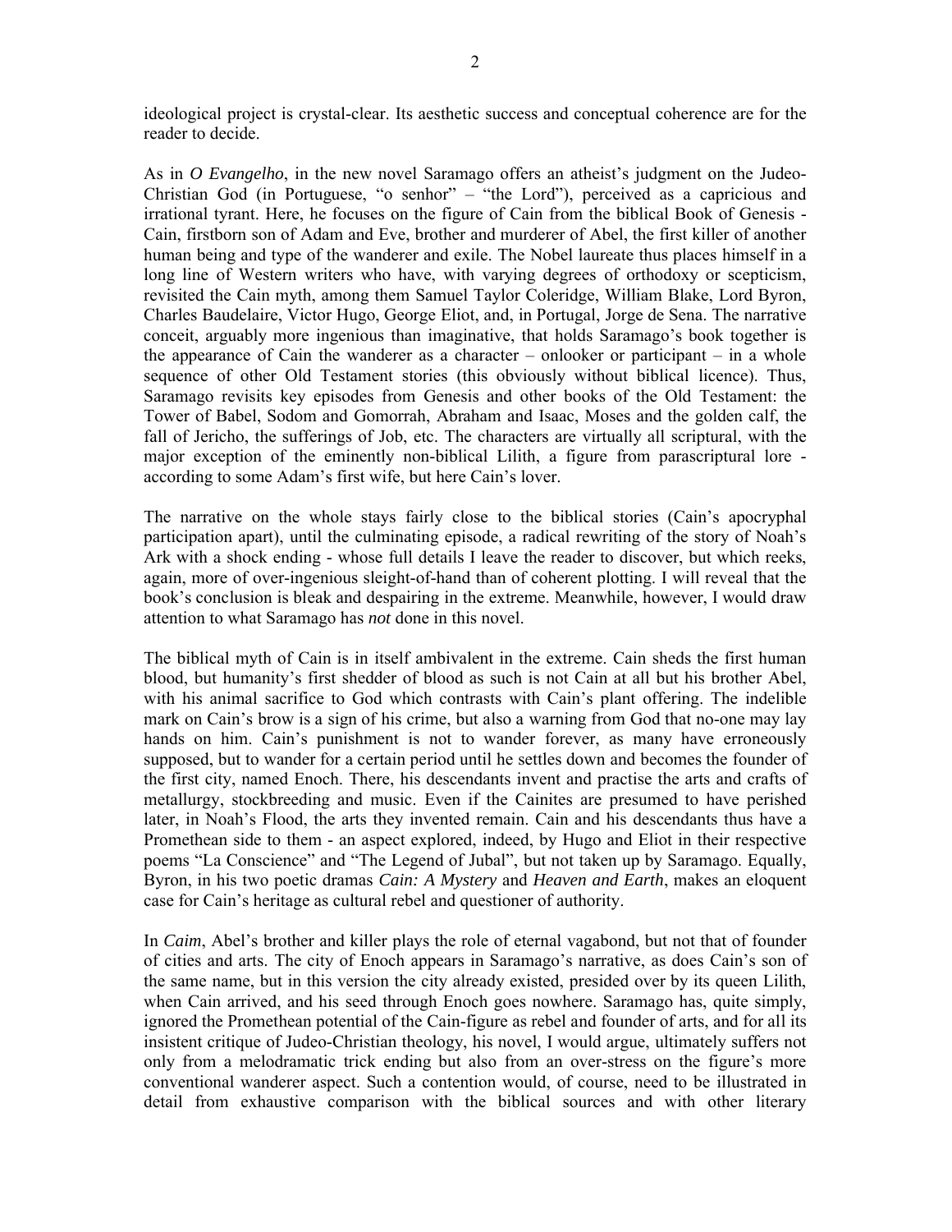ideological project is crystal-clear. Its aesthetic success and conceptual coherence are for the reader to decide.

As in *O Evangelho*, in the new novel Saramago offers an atheist's judgment on the Judeo-Christian God (in Portuguese, "o senhor" – "the Lord"), perceived as a capricious and irrational tyrant. Here, he focuses on the figure of Cain from the biblical Book of Genesis - Cain, firstborn son of Adam and Eve, brother and murderer of Abel, the first killer of another human being and type of the wanderer and exile. The Nobel laureate thus places himself in a long line of Western writers who have, with varying degrees of orthodoxy or scepticism, revisited the Cain myth, among them Samuel Taylor Coleridge, William Blake, Lord Byron, Charles Baudelaire, Victor Hugo, George Eliot, and, in Portugal, Jorge de Sena. The narrative conceit, arguably more ingenious than imaginative, that holds Saramago's book together is the appearance of Cain the wanderer as a character – onlooker or participant – in a whole sequence of other Old Testament stories (this obviously without biblical licence). Thus, Saramago revisits key episodes from Genesis and other books of the Old Testament: the Tower of Babel, Sodom and Gomorrah, Abraham and Isaac, Moses and the golden calf, the fall of Jericho, the sufferings of Job, etc. The characters are virtually all scriptural, with the major exception of the eminently non-biblical Lilith, a figure from parascriptural lore - according to some Adam's first wife, but here Cain's lover.

The narrative on the whole stays fairly close to the biblical stories (Cain's apocryphal participation apart), until the culminating episode, a radical rewriting of the story of Noah's Ark with a shock ending - whose full details I leave the reader to discover, but which reeks, again, more of over-ingenious sleight-of-hand than of coherent plotting. I will reveal that the book's conclusion is bleak and despairing in the extreme. Meanwhile, however, I would draw attention to what Saramago has *not* done in this novel.

The biblical myth of Cain is in itself ambivalent in the extreme. Cain sheds the first human blood, but humanity's first shedder of blood as such is not Cain at all but his brother Abel, with his animal sacrifice to God which contrasts with Cain's plant offering. The indelible mark on Cain's brow is a sign of his crime, but also a warning from God that no-one may lay hands on him. Cain's punishment is not to wander forever, as many have erroneously supposed, but to wander for a certain period until he settles down and becomes the founder of the first city, named Enoch. There, his descendants invent and practise the arts and crafts of metallurgy, stockbreeding and music. Even if the Cainites are presumed to have perished later, in Noah's Flood, the arts they invented remain. Cain and his descendants thus have a Promethean side to them - an aspect explored, indeed, by Hugo and Eliot in their respective poems "La Conscience" and "The Legend of Jubal", but not taken up by Saramago. Equally, Byron, in his two poetic dramas *Cain: A Mystery* and *Heaven and Earth*, makes an eloquent case for Cain's heritage as cultural rebel and questioner of authority.

In *Caim*, Abel's brother and killer plays the role of eternal vagabond, but not that of founder of cities and arts. The city of Enoch appears in Saramago's narrative, as does Cain's son of the same name, but in this version the city already existed, presided over by its queen Lilith, when Cain arrived, and his seed through Enoch goes nowhere. Saramago has, quite simply, ignored the Promethean potential of the Cain-figure as rebel and founder of arts, and for all its insistent critique of Judeo-Christian theology, his novel, I would argue, ultimately suffers not only from a melodramatic trick ending but also from an over-stress on the figure's more conventional wanderer aspect. Such a contention would, of course, need to be illustrated in detail from exhaustive comparison with the biblical sources and with other literary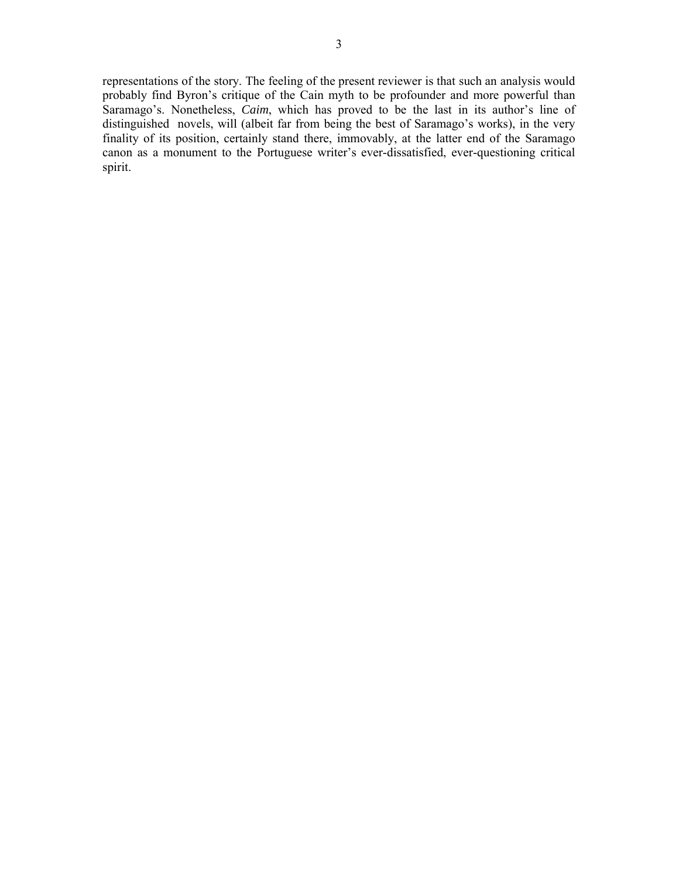representations of the story. The feeling of the present reviewer is that such an analysis would probably find Byron's critique of the Cain myth to be profounder and more powerful than Saramago's. Nonetheless, *Caim*, which has proved to be the last in its author's line of distinguished novels, will (albeit far from being the best of Saramago's works), in the very finality of its position, certainly stand there, immovably, at the latter end of the Saramago canon as a monument to the Portuguese writer's ever-dissatisfied, ever-questioning critical spirit.